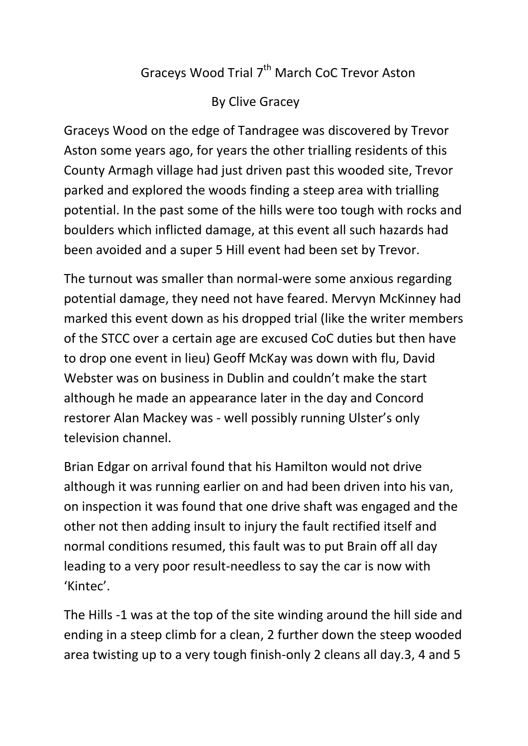# Graceys Wood Trial 7th March CoC Trevor Aston

By Clive Gracey

Graceys Wood on the edge of Tandragee was discovered by Trevor Aston some years ago, for years the other trialling residents of this County Armagh village had just driven past this wooded site, Trevor parked and explored the woods finding a steep area with trialling potential. In the past some of the hills were too tough with rocks and boulders which inflicted damage, at this event all such hazards had been avoided and a super 5 Hill event had been set by Trevor.

The turnout was smaller than normal-were some anxious regarding potential damage, they need not have feared. Mervyn McKinney had marked this event down as his dropped trial (like the writer members of the STCC over a certain age are excused CoC duties but then have to drop one event in lieu) Geoff McKay was down with flu, David Webster was on business in Dublin and couldn't make the start although he made an appearance later in the day and Concord restorer Alan Mackey was - well possibly running Ulster's only television channel.

Brian Edgar on arrival found that his Hamilton would not drive although it was running earlier on and had been driven into his van, on inspection it was found that one drive shaft was engaged and the other not then adding insult to injury the fault rectified itself and normal conditions resumed, this fault was to put Brain off all day leading to a very poor result-needless to say the car is now with 'Kintec'.

The Hills -1 was at the top of the site winding around the hill side and ending in a steep climb for a clean, 2 further down the steep wooded area twisting up to a very tough finish-only 2 cleans all day.3, 4 and 5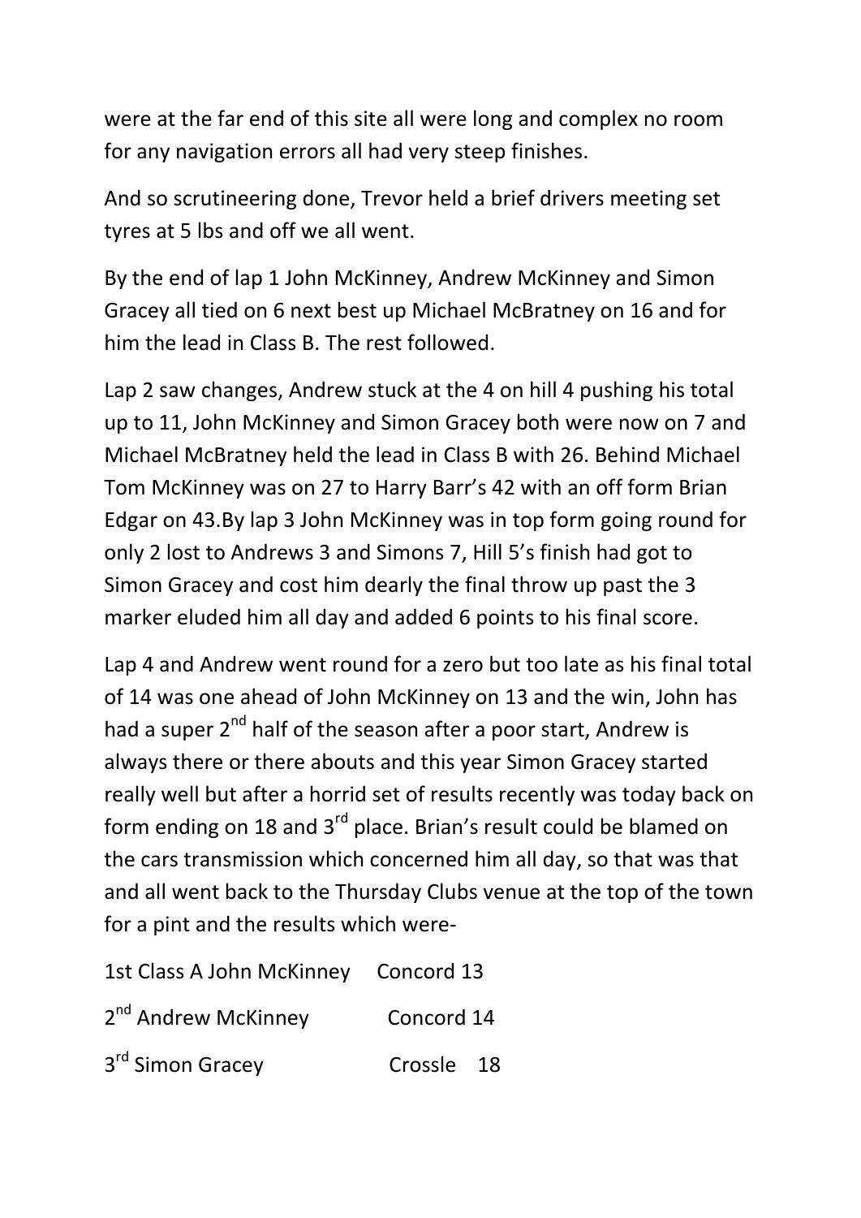were at the far end of this site all were long and complex no room for any navigation errors all had very steep finishes.

And so scrutineering done, Trevor held a brief drivers meeting set tyres at 5 lbs and off we all went.

By the end of lap 1 John McKinney, Andrew McKinney and Simon Gracey all tied on 6 next best up Michael McBratney on 16 and for him the lead in Class B. The rest followed.

Lap 2 saw changes, Andrew stuck at the 4 on hill 4 pushing his total up to 11, John McKinney and Simon Gracey both were now on 7 and Michael McBratney held the lead in Class B with 26. Behind Michael Tom McKinney was on 27 to Harry Barr's 42 with an off form Brian Edgar on 43.By lap 3 John McKinney was in top form going round for only 2 lost to Andrews 3 and Simons 7, Hill 5's finish had got to Simon Gracey and cost him dearly the final throw up past the 3 marker eluded him all day and added 6 points to his final score.

Lap 4 and Andrew went round for a zero but too late as his final total of 14 was one ahead of John McKinney on 13 and the win, John has had a super 2nd half of the season after a poor start, Andrew is always there or there abouts and this year Simon Gracey started really well but after a horrid set of results recently was today back on form ending on 18 and 3rd place. Brian's result could be blamed on the cars transmission which concerned him all day, so that was that and all went back to the Thursday Clubs venue at the top of the town for a pint and the results which were-

1st Class A John McKinney    Concord 13

2nd Andrew McKinney    Concord 14

3rd Simon Gracey    Crossle 18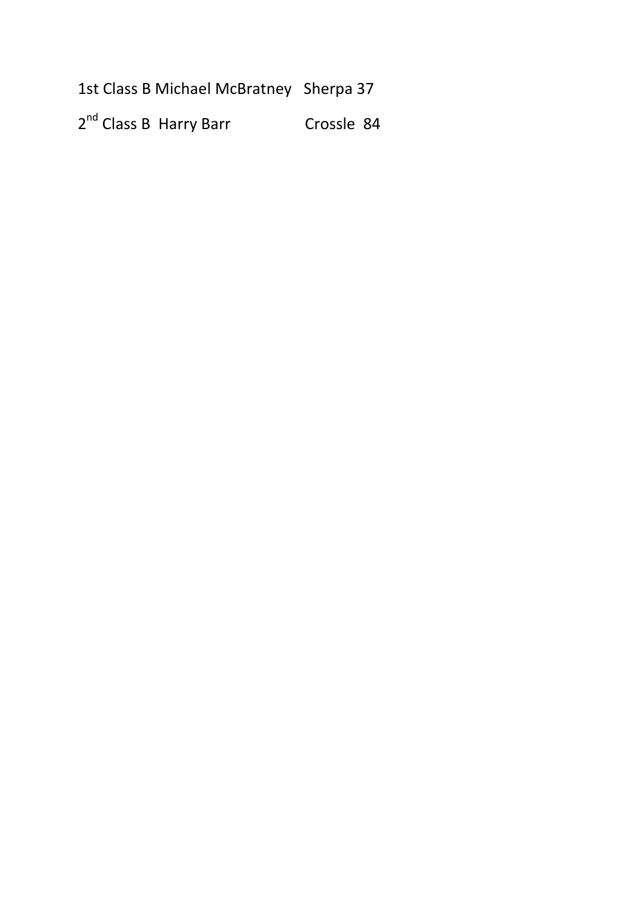1st Class B Michael McBratney Sherpa 37

2nd Class B Harry Barr Crossle 84